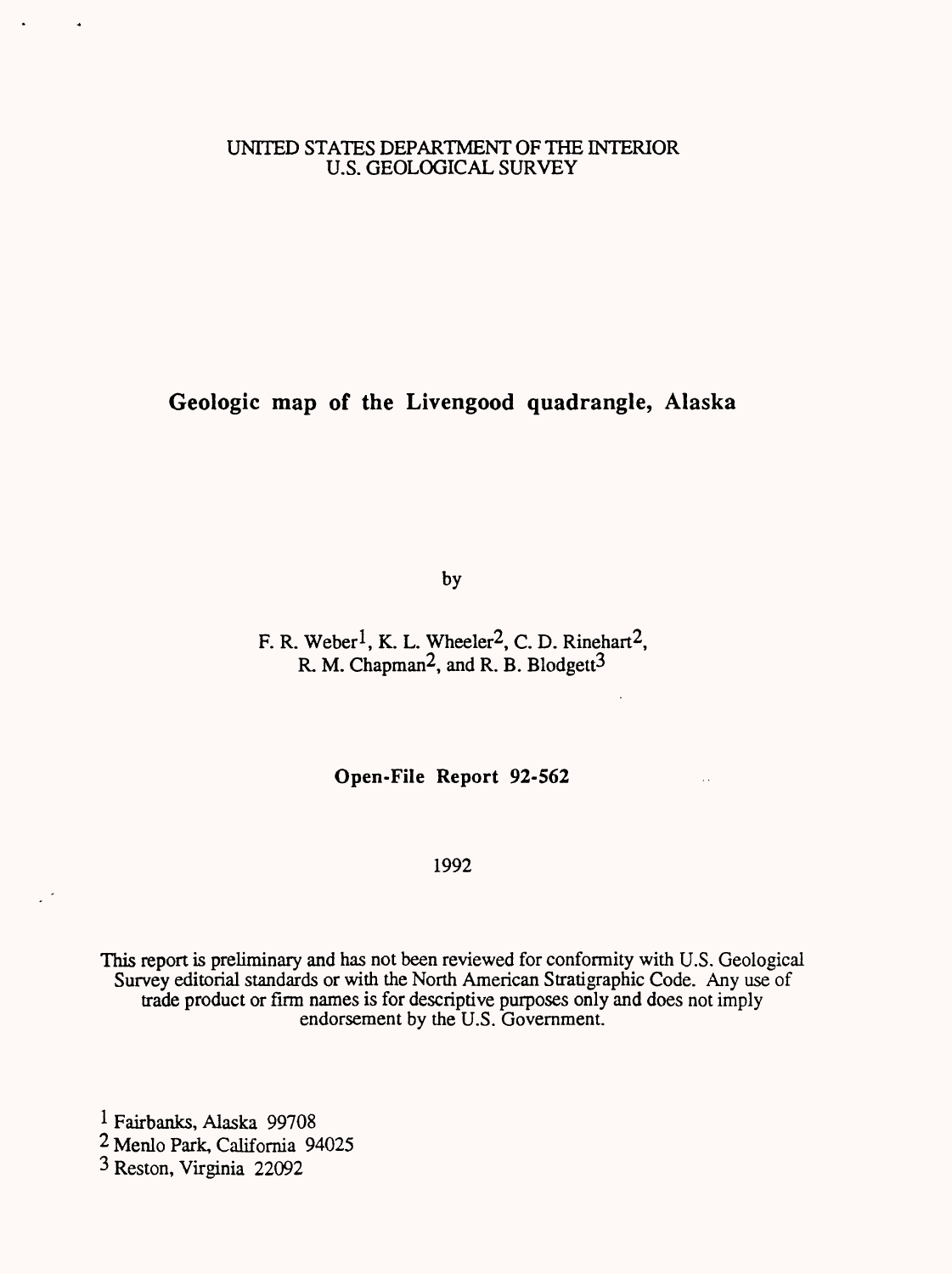UNITED STATES DEPARTMENT OF THE INTERIOR
U.S. GEOLOGICAL SURVEY

# Geologic map of the Livengood quadrangle, Alaska

by

F. R. Weber[1], K. L. Wheeler[2], C. D. Rinehart[2],
R. M. Chapman[2], and R. B. Blodgett[3]

**Open-File Report 92-562**

1992

This report is preliminary and has not been reviewed for conformity with U.S. Geological Survey editorial standards or with the North American Stratigraphic Code. Any use of trade product or firm names is for descriptive purposes only and does not imply endorsement by the U.S. Government.

[1] Fairbanks, Alaska 99708
[2] Menlo Park, California 94025
[3] Reston, Virginia 22092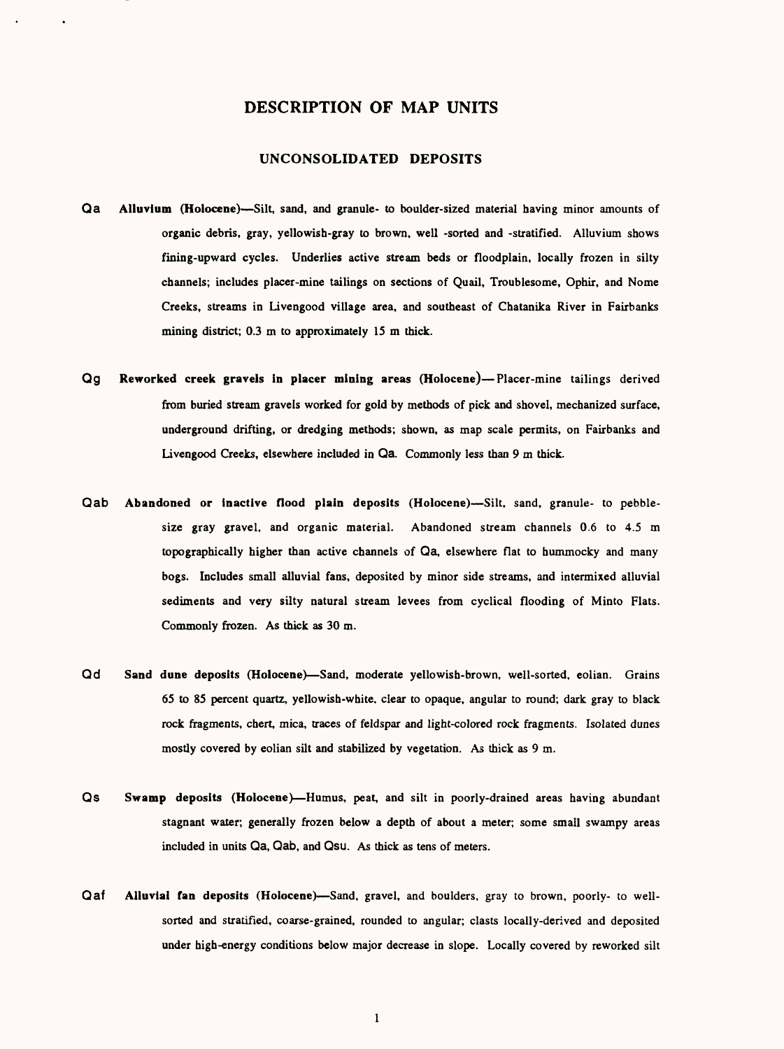# DESCRIPTION OF MAP UNITS

## UNCONSOLIDATED DEPOSITS

**Qa** **Alluvium (Holocene)**—Silt, sand, and granule- to boulder-sized material having minor amounts of organic debris, gray, yellowish-gray to brown, well -sorted and -stratified. Alluvium shows fining-upward cycles. Underlies active stream beds or floodplain, locally frozen in silty channels; includes placer-mine tailings on sections of Quail, Troublesome, Ophir, and Nome Creeks, streams in Livengood village area, and southeast of Chatanika River in Fairbanks mining district; 0.3 m to approximately 15 m thick.

**Qg** **Reworked creek gravels in placer mining areas (Holocene)**—Placer-mine tailings derived from buried stream gravels worked for gold by methods of pick and shovel, mechanized surface, underground drifting, or dredging methods; shown, as map scale permits, on Fairbanks and Livengood Creeks, elsewhere included in Qa. Commonly less than 9 m thick.

**Qab** **Abandoned or inactive flood plain deposits (Holocene)**—Silt, sand, granule- to pebble-size gray gravel, and organic material. Abandoned stream channels 0.6 to 4.5 m topographically higher than active channels of Qa, elsewhere flat to hummocky and many bogs. Includes small alluvial fans, deposited by minor side streams, and intermixed alluvial sediments and very silty natural stream levees from cyclical flooding of Minto Flats. Commonly frozen. As thick as 30 m.

**Qd** **Sand dune deposits (Holocene)**—Sand, moderate yellowish-brown, well-sorted, eolian. Grains 65 to 85 percent quartz, yellowish-white, clear to opaque, angular to round; dark gray to black rock fragments, chert, mica, traces of feldspar and light-colored rock fragments. Isolated dunes mostly covered by eolian silt and stabilized by vegetation. As thick as 9 m.

**Qs** **Swamp deposits (Holocene)**—Humus, peat, and silt in poorly-drained areas having abundant stagnant water; generally frozen below a depth of about a meter; some small swampy areas included in units Qa, Qab, and Qsu. As thick as tens of meters.

**Qaf** **Alluvial fan deposits (Holocene)**—Sand, gravel, and boulders, gray to brown, poorly- to well-sorted and stratified, coarse-grained, rounded to angular; clasts locally-derived and deposited under high-energy conditions below major decrease in slope. Locally covered by reworked silt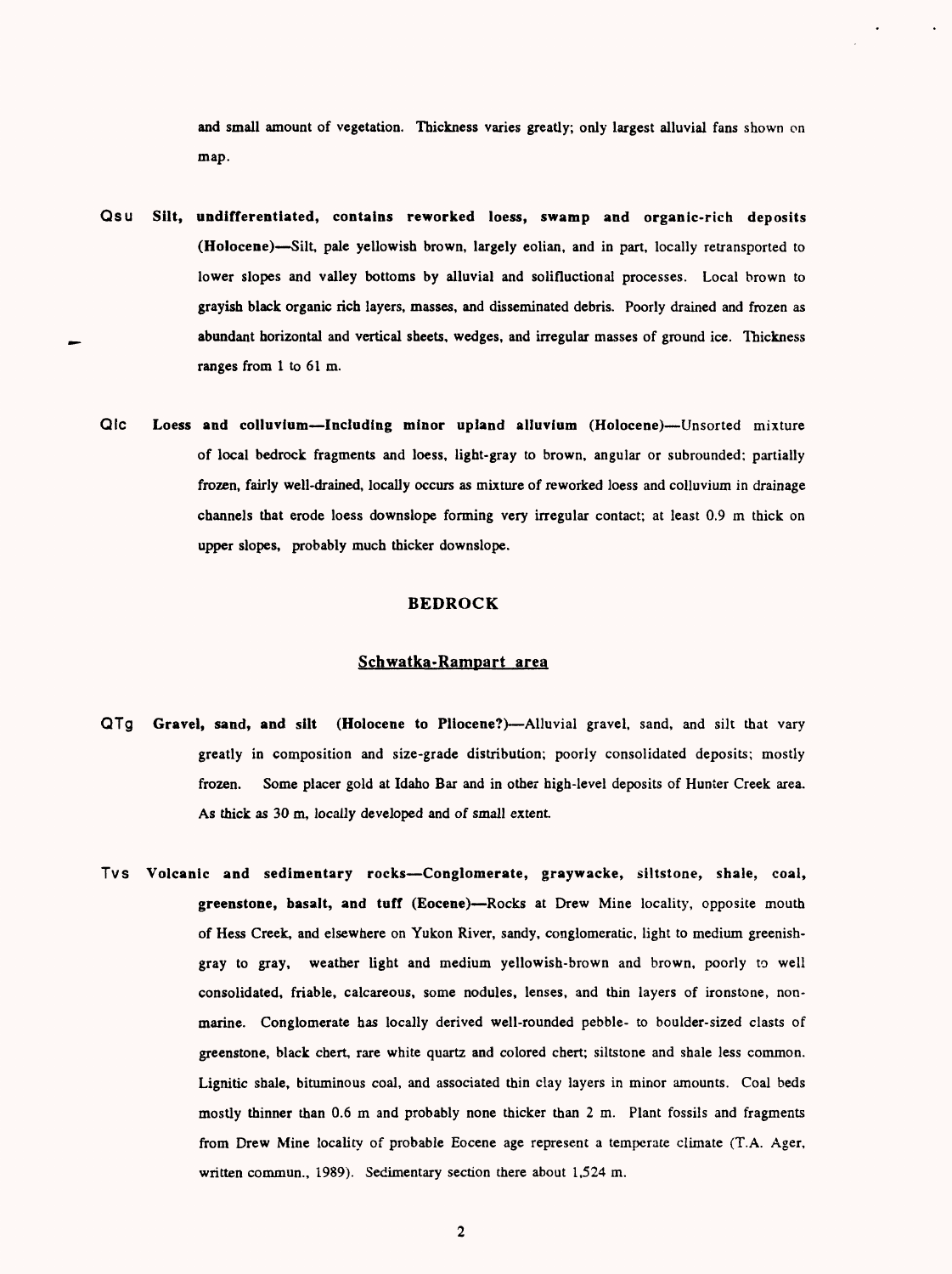and small amount of vegetation. Thickness varies greatly; only largest alluvial fans shown on map.

**Qsu** **Silt, undifferentiated, contains reworked loess, swamp and organic-rich deposits (Holocene)**—Silt, pale yellowish brown, largely eolian, and in part, locally retransported to lower slopes and valley bottoms by alluvial and solifluctional processes. Local brown to grayish black organic rich layers, masses, and disseminated debris. Poorly drained and frozen as abundant horizontal and vertical sheets, wedges, and irregular masses of ground ice. Thickness ranges from 1 to 61 m.

**Qlc** **Loess and colluvium—Including minor upland alluvium (Holocene)**—Unsorted mixture of local bedrock fragments and loess, light-gray to brown, angular or subrounded; partially frozen, fairly well-drained, locally occurs as mixture of reworked loess and colluvium in drainage channels that erode loess downslope forming very irregular contact; at least 0.9 m thick on upper slopes, probably much thicker downslope.

## BEDROCK

### Schwatka-Rampart area

**QTg** **Gravel, sand, and silt (Holocene to Pliocene?)**—Alluvial gravel, sand, and silt that vary greatly in composition and size-grade distribution; poorly consolidated deposits; mostly frozen. Some placer gold at Idaho Bar and in other high-level deposits of Hunter Creek area. As thick as 30 m, locally developed and of small extent.

**Tvs** **Volcanic and sedimentary rocks—Conglomerate, graywacke, siltstone, shale, coal, greenstone, basalt, and tuff (Eocene)**—Rocks at Drew Mine locality, opposite mouth of Hess Creek, and elsewhere on Yukon River, sandy, conglomeratic, light to medium greenish-gray to gray, weather light and medium yellowish-brown and brown, poorly to well consolidated, friable, calcareous, some nodules, lenses, and thin layers of ironstone, non-marine. Conglomerate has locally derived well-rounded pebble- to boulder-sized clasts of greenstone, black chert, rare white quartz and colored chert; siltstone and shale less common. Lignitic shale, bituminous coal, and associated thin clay layers in minor amounts. Coal beds mostly thinner than 0.6 m and probably none thicker than 2 m. Plant fossils and fragments from Drew Mine locality of probable Eocene age represent a temperate climate (T.A. Ager, written commun., 1989). Sedimentary section there about 1,524 m.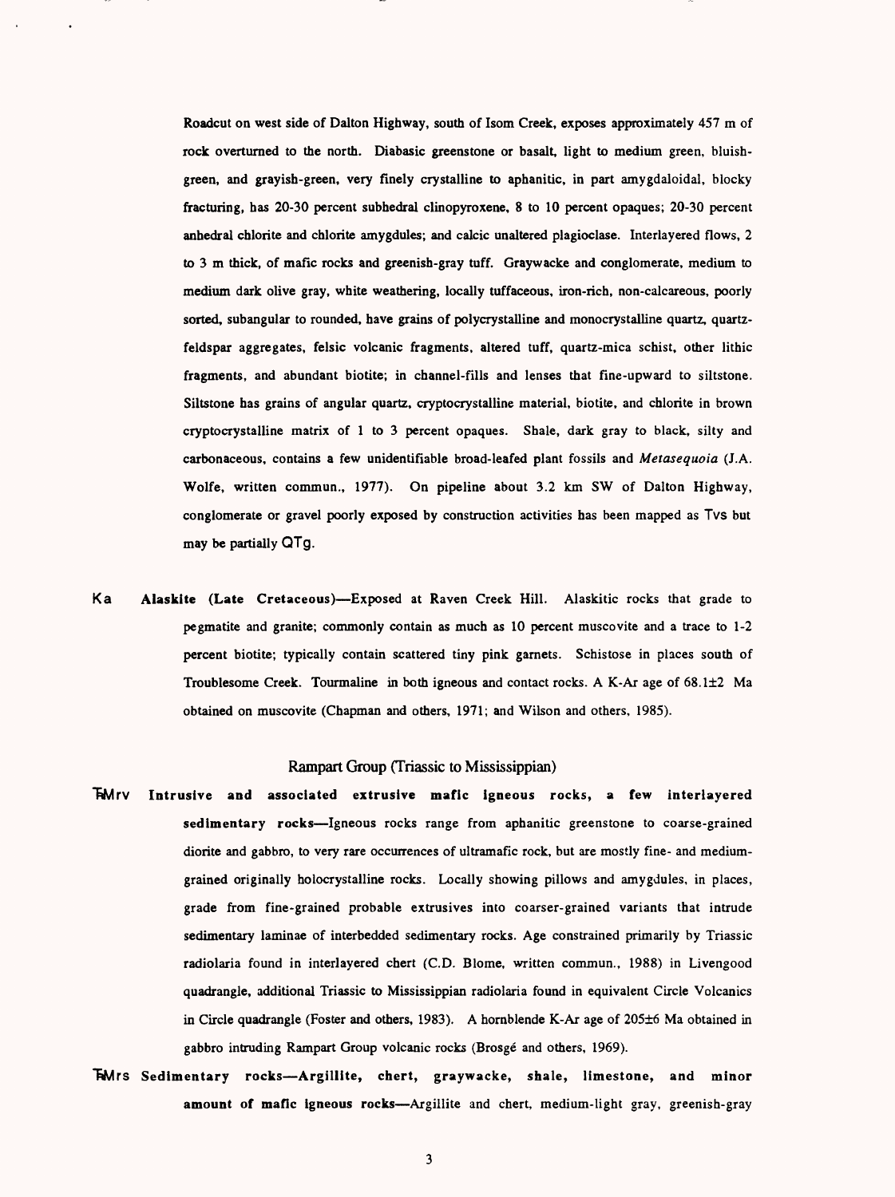Roadcut on west side of Dalton Highway, south of Isom Creek, exposes approximately 457 m of rock overturned to the north. Diabasic greenstone or basalt, light to medium green, bluish-green, and grayish-green, very finely crystalline to aphanitic, in part amygdaloidal, blocky fracturing, has 20-30 percent subhedral clinopyroxene, 8 to 10 percent opaques; 20-30 percent anhedral chlorite and chlorite amygdules; and calcic unaltered plagioclase. Interlayered flows, 2 to 3 m thick, of mafic rocks and greenish-gray tuff. Graywacke and conglomerate, medium to medium dark olive gray, white weathering, locally tuffaceous, iron-rich, non-calcareous, poorly sorted, subangular to rounded, have grains of polycrystalline and monocrystalline quartz, quartz-feldspar aggregates, felsic volcanic fragments, altered tuff, quartz-mica schist, other lithic fragments, and abundant biotite; in channel-fills and lenses that fine-upward to siltstone. Siltstone has grains of angular quartz, cryptocrystalline material, biotite, and chlorite in brown cryptocrystalline matrix of 1 to 3 percent opaques. Shale, dark gray to black, silty and carbonaceous, contains a few unidentifiable broad-leafed plant fossils and *Metasequoia* (J.A. Wolfe, written commun., 1977). On pipeline about 3.2 km SW of Dalton Highway, conglomerate or gravel poorly exposed by construction activities has been mapped as Tvs but may be partially QTg.

Ka **Alaskite (Late Cretaceous)**—Exposed at Raven Creek Hill. Alaskitic rocks that grade to pegmatite and granite; commonly contain as much as 10 percent muscovite and a trace to 1-2 percent biotite; typically contain scattered tiny pink garnets. Schistose in places south of Troublesome Creek. Tourmaline in both igneous and contact rocks. A K-Ar age of 68.1±2 Ma obtained on muscovite (Chapman and others, 1971; and Wilson and others, 1985).

## Rampart Group (Triassic to Mississippian)

TRMrv **Intrusive and associated extrusive mafic igneous rocks, a few interlayered sedimentary rocks**—Igneous rocks range from aphanitic greenstone to coarse-grained diorite and gabbro, to very rare occurrences of ultramafic rock, but are mostly fine- and medium-grained originally holocrystalline rocks. Locally showing pillows and amygdules, in places, grade from fine-grained probable extrusives into coarser-grained variants that intrude sedimentary laminae of interbedded sedimentary rocks. Age constrained primarily by Triassic radiolaria found in interlayered chert (C.D. Blome, written commun., 1988) in Livengood quadrangle, additional Triassic to Mississippian radiolaria found in equivalent Circle Volcanics in Circle quadrangle (Foster and others, 1983). A hornblende K-Ar age of 205±6 Ma obtained in gabbro intruding Rampart Group volcanic rocks (Brosgé and others, 1969).

TRMrs **Sedimentary rocks—Argillite, chert, graywacke, shale, limestone, and minor amount of mafic igneous rocks**—Argillite and chert, medium-light gray, greenish-gray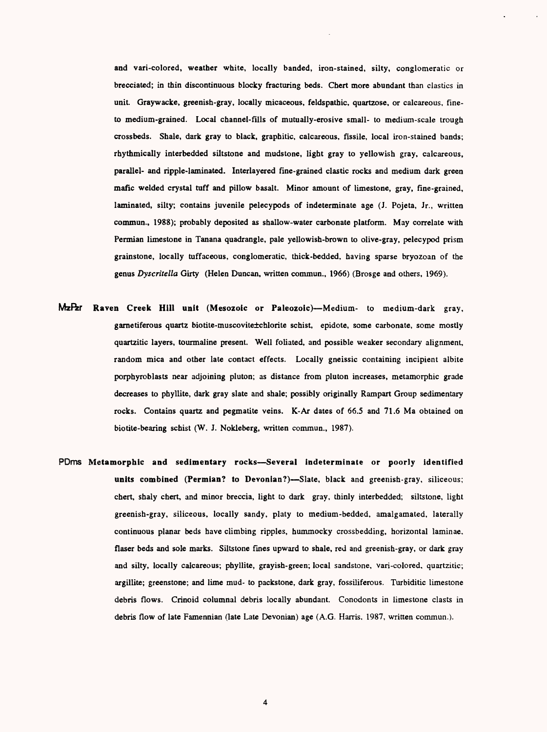and vari-colored, weather white, locally banded, iron-stained, silty, conglomeratic or brecciated; in thin discontinuous blocky fracturing beds. Chert more abundant than clastics in unit. Graywacke, greenish-gray, locally micaceous, feldspathic, quartzose, or calcareous, fine- to medium-grained. Local channel-fills of mutually-erosive small- to medium-scale trough crossbeds. Shale, dark gray to black, graphitic, calcareous, fissile, local iron-stained bands; rhythmically interbedded siltstone and mudstone, light gray to yellowish gray, calcareous, parallel- and ripple-laminated. Interlayered fine-grained clastic rocks and medium dark green mafic welded crystal tuff and pillow basalt. Minor amount of limestone, gray, fine-grained, laminated, silty; contains juvenile pelecypods of indeterminate age (J. Pojeta, Jr., written commun., 1988); probably deposited as shallow-water carbonate platform. May correlate with Permian limestone in Tanana quadrangle, pale yellowish-brown to olive-gray, pelecypod prism grainstone, locally tuffaceous, conglomeratic, thick-bedded, having sparse bryozoan of the genus *Dyscritella* Girty (Helen Duncan, written commun., 1966) (Brosge and others, 1969).

**MzPzr Raven Creek Hill unit (Mesozoic or Paleozoic)**—Medium- to medium-dark gray, garnetiferous quartz biotite-muscovite±chlorite schist, epidote, some carbonate, some mostly quartzitic layers, tourmaline present. Well foliated, and possible weaker secondary alignment, random mica and other late contact effects. Locally gneissic containing incipient albite porphyroblasts near adjoining pluton; as distance from pluton increases, metamorphic grade decreases to phyllite, dark gray slate and shale; possibly originally Rampart Group sedimentary rocks. Contains quartz and pegmatite veins. K-Ar dates of 66.5 and 71.6 Ma obtained on biotite-bearing schist (W. J. Nokleberg, written commun., 1987).

**PDms Metamorphic and sedimentary rocks—Several indeterminate or poorly identified units combined (Permian? to Devonian?)**—Slate, black and greenish-gray, siliceous; chert, shaly chert, and minor breccia, light to dark gray, thinly interbedded; siltstone, light greenish-gray, siliceous, locally sandy, platy to medium-bedded, amalgamated, laterally continuous planar beds have climbing ripples, hummocky crossbedding, horizontal laminae, flaser beds and sole marks. Siltstone fines upward to shale, red and greenish-gray, or dark gray and silty, locally calcareous; phyllite, grayish-green; local sandstone, vari-colored, quartzitic; argillite; greenstone; and lime mud- to packstone, dark gray, fossiliferous. Turbiditic limestone debris flows. Crinoid columnal debris locally abundant. Conodonts in limestone clasts in debris flow of late Famennian (late Late Devonian) age (A.G. Harris, 1987, written commun.).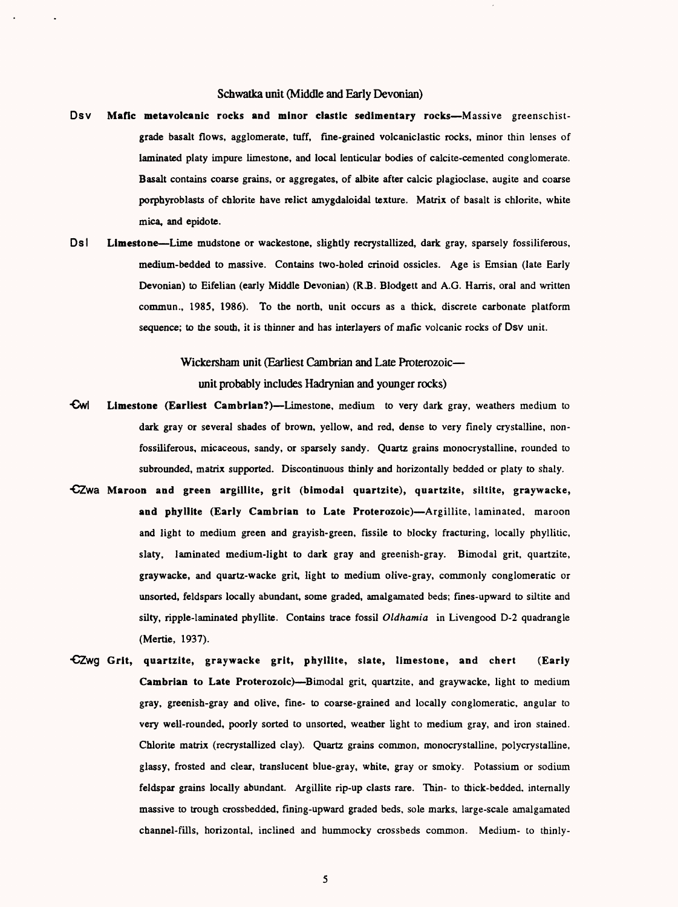## Schwatka unit (Middle and Early Devonian)

**Dsv** **Mafic metavolcanic rocks and minor clastic sedimentary rocks**—Massive greenschist-grade basalt flows, agglomerate, tuff, fine-grained volcaniclastic rocks, minor thin lenses of laminated platy impure limestone, and local lenticular bodies of calcite-cemented conglomerate. Basalt contains coarse grains, or aggregates, of albite after calcic plagioclase, augite and coarse porphyroblasts of chlorite have relict amygdaloidal texture. Matrix of basalt is chlorite, white mica, and epidote.

**Dsl** **Limestone**—Lime mudstone or wackestone, slightly recrystallized, dark gray, sparsely fossiliferous, medium-bedded to massive. Contains two-holed crinoid ossicles. Age is Emsian (late Early Devonian) to Eifelian (early Middle Devonian) (R.B. Blodgett and A.G. Harris, oral and written commun., 1985, 1986). To the north, unit occurs as a thick, discrete carbonate platform sequence; to the south, it is thinner and has interlayers of mafic volcanic rocks of Dsv unit.

## Wickersham unit (Earliest Cambrian and Late Proterozoic—unit probably includes Hadrynian and younger rocks)

**Ꞓwl** **Limestone (Earliest Cambrian?)**—Limestone, medium to very dark gray, weathers medium to dark gray or several shades of brown, yellow, and red, dense to very finely crystalline, non-fossiliferous, micaceous, sandy, or sparsely sandy. Quartz grains monocrystalline, rounded to subrounded, matrix supported. Discontinuous thinly and horizontally bedded or platy to shaly.

**ꞒZwa** **Maroon and green argillite, grit (bimodal quartzite), quartzite, siltite, graywacke, and phyllite (Early Cambrian to Late Proterozoic)**—Argillite, laminated, maroon and light to medium green and grayish-green, fissile to blocky fracturing, locally phyllitic, slaty, laminated medium-light to dark gray and greenish-gray. Bimodal grit, quartzite, graywacke, and quartz-wacke grit, light to medium olive-gray, commonly conglomeratic or unsorted, feldspars locally abundant, some graded, amalgamated beds; fines-upward to siltite and silty, ripple-laminated phyllite. Contains trace fossil *Oldhamia* in Livengood D-2 quadrangle (Mertie, 1937).

**ꞒZwg** **Grit, quartzite, graywacke grit, phyllite, slate, limestone, and chert (Early Cambrian to Late Proterozoic)**—Bimodal grit, quartzite, and graywacke, light to medium gray, greenish-gray and olive, fine- to coarse-grained and locally conglomeratic, angular to very well-rounded, poorly sorted to unsorted, weather light to medium gray, and iron stained. Chlorite matrix (recrystallized clay). Quartz grains common, monocrystalline, polycrystalline, glassy, frosted and clear, translucent blue-gray, white, gray or smoky. Potassium or sodium feldspar grains locally abundant. Argillite rip-up clasts rare. Thin- to thick-bedded, internally massive to trough crossbedded, fining-upward graded beds, sole marks, large-scale amalgamated channel-fills, horizontal, inclined and hummocky crossbeds common. Medium- to thinly-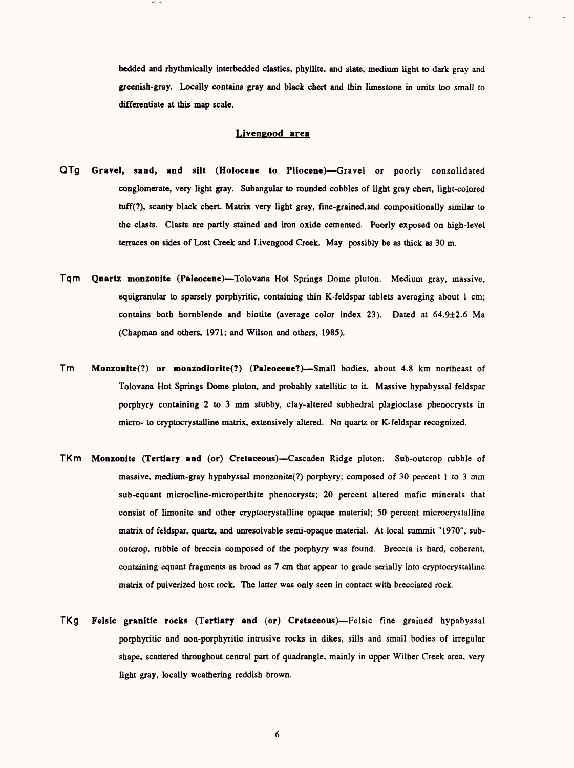bedded and rhythmically interbedded clastics, phyllite, and slate, medium light to dark gray and greenish-gray. Locally contains gray and black chert and thin limestone in units too small to differentiate at this map scale.

## Livengood area

QTg **Gravel, sand, and silt (Holocene to Pliocene)**—Gravel or poorly consolidated conglomerate, very light gray. Subangular to rounded cobbles of light gray chert, light-colored tuff(?), scanty black chert. Matrix very light gray, fine-grained,and compositionally similar to the clasts. Clasts are partly stained and iron oxide cemented. Poorly exposed on high-level terraces on sides of Lost Creek and Livengood Creek. May possibly be as thick as 30 m.

Tqm **Quartz monzonite (Paleocene)**—Tolovana Hot Springs Dome pluton. Medium gray, massive, equigranular to sparsely porphyritic, containing thin K-feldspar tablets averaging about 1 cm; contains both hornblende and biotite (average color index 23). Dated at 64.9±2.6 Ma (Chapman and others, 1971; and Wilson and others, 1985).

Tm **Monzonite(?) or monzodiorite(?) (Paleocene?)**—Small bodies, about 4.8 km northeast of Tolovana Hot Springs Dome pluton, and probably satellitic to it. Massive hypabyssal feldspar porphyry containing 2 to 3 mm stubby, clay-altered subhedral plagioclase phenocrysts in micro- to cryptocrystalline matrix, extensively altered. No quartz or K-feldspar recognized.

TKm **Monzonite (Tertiary and (or) Cretaceous)**—Cascaden Ridge pluton. Sub-outcrop rubble of massive, medium-gray hypabyssal monzonite(?) porphyry; composed of 30 percent 1 to 3 mm sub-equant microcline-microperthite phenocrysts; 20 percent altered mafic minerals that consist of limonite and other cryptocrystalline opaque material; 50 percent microcrystalline matrix of feldspar, quartz, and unresolvable semi-opaque material. At local summit "1970", sub-outcrop, rubble of breccia composed of the porphyry was found. Breccia is hard, coherent, containing equant fragments as broad as 7 cm that appear to grade serially into cryptocrystalline matrix of pulverized host rock. The latter was only seen in contact with brecciated rock.

TKg **Felsic granitic rocks (Tertiary and (or) Cretaceous)**—Felsic fine grained hypabyssal porphyritic and non-porphyritic intrusive rocks in dikes, sills and small bodies of irregular shape, scattered throughout central part of quadrangle, mainly in upper Wilber Creek area. very light gray, locally weathering reddish brown.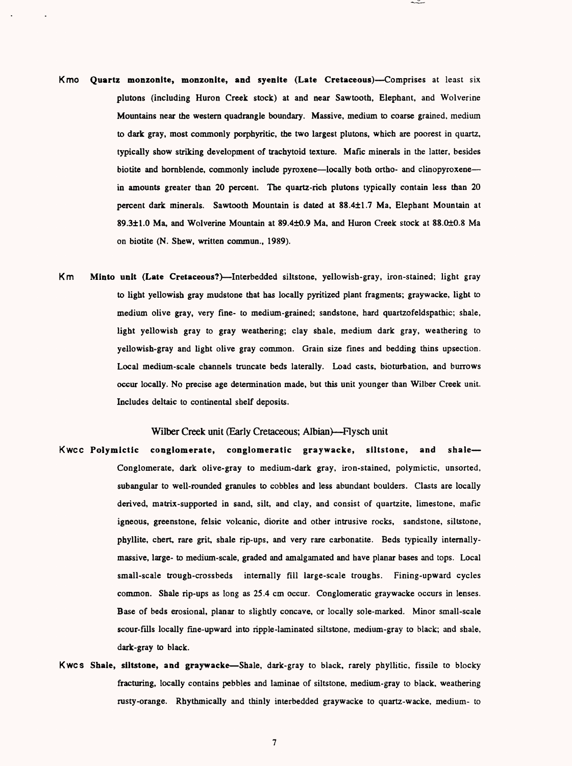**Kmo** **Quartz monzonite, monzonite, and syenite (Late Cretaceous)**—Comprises at least six plutons (including Huron Creek stock) at and near Sawtooth, Elephant, and Wolverine Mountains near the western quadrangle boundary. Massive, medium to coarse grained, medium to dark gray, most commonly porphyritic, the two largest plutons, which are poorest in quartz, typically show striking development of trachytoid texture. Mafic minerals in the latter, besides biotite and hornblende, commonly include pyroxene—locally both ortho- and clinopyroxene—in amounts greater than 20 percent. The quartz-rich plutons typically contain less than 20 percent dark minerals. Sawtooth Mountain is dated at 88.4±1.7 Ma, Elephant Mountain at 89.3±1.0 Ma, and Wolverine Mountain at 89.4±0.9 Ma, and Huron Creek stock at 88.0±0.8 Ma on biotite (N. Shew, written commun., 1989).

**Km** **Minto unit (Late Cretaceous?)**—Interbedded siltstone, yellowish-gray, iron-stained; light gray to light yellowish gray mudstone that has locally pyritized plant fragments; graywacke, light to medium olive gray, very fine- to medium-grained; sandstone, hard quartzofeldspathic; shale, light yellowish gray to gray weathering; clay shale, medium dark gray, weathering to yellowish-gray and light olive gray common. Grain size fines and bedding thins upsection. Local medium-scale channels truncate beds laterally. Load casts, bioturbation, and burrows occur locally. No precise age determination made, but this unit younger than Wilber Creek unit. Includes deltaic to continental shelf deposits.

Wilber Creek unit (Early Cretaceous; Albian)—Flysch unit

**Kwcc** **Polymictic conglomerate, conglomeratic graywacke, siltstone, and shale**—Conglomerate, dark olive-gray to medium-dark gray, iron-stained, polymictic, unsorted, subangular to well-rounded granules to cobbles and less abundant boulders. Clasts are locally derived, matrix-supported in sand, silt, and clay, and consist of quartzite, limestone, mafic igneous, greenstone, felsic volcanic, diorite and other intrusive rocks, sandstone, siltstone, phyllite, chert, rare grit, shale rip-ups, and very rare carbonatite. Beds typically internally-massive, large- to medium-scale, graded and amalgamated and have planar bases and tops. Local small-scale trough-crossbeds internally fill large-scale troughs. Fining-upward cycles common. Shale rip-ups as long as 25.4 cm occur. Conglomeratic graywacke occurs in lenses. Base of beds erosional, planar to slightly concave, or locally sole-marked. Minor small-scale scour-fills locally fine-upward into ripple-laminated siltstone, medium-gray to black; and shale, dark-gray to black.

**Kwcs** **Shale, siltstone, and graywacke**—Shale, dark-gray to black, rarely phyllitic, fissile to blocky fracturing, locally contains pebbles and laminae of siltstone, medium-gray to black, weathering rusty-orange. Rhythmically and thinly interbedded graywacke to quartz-wacke, medium- to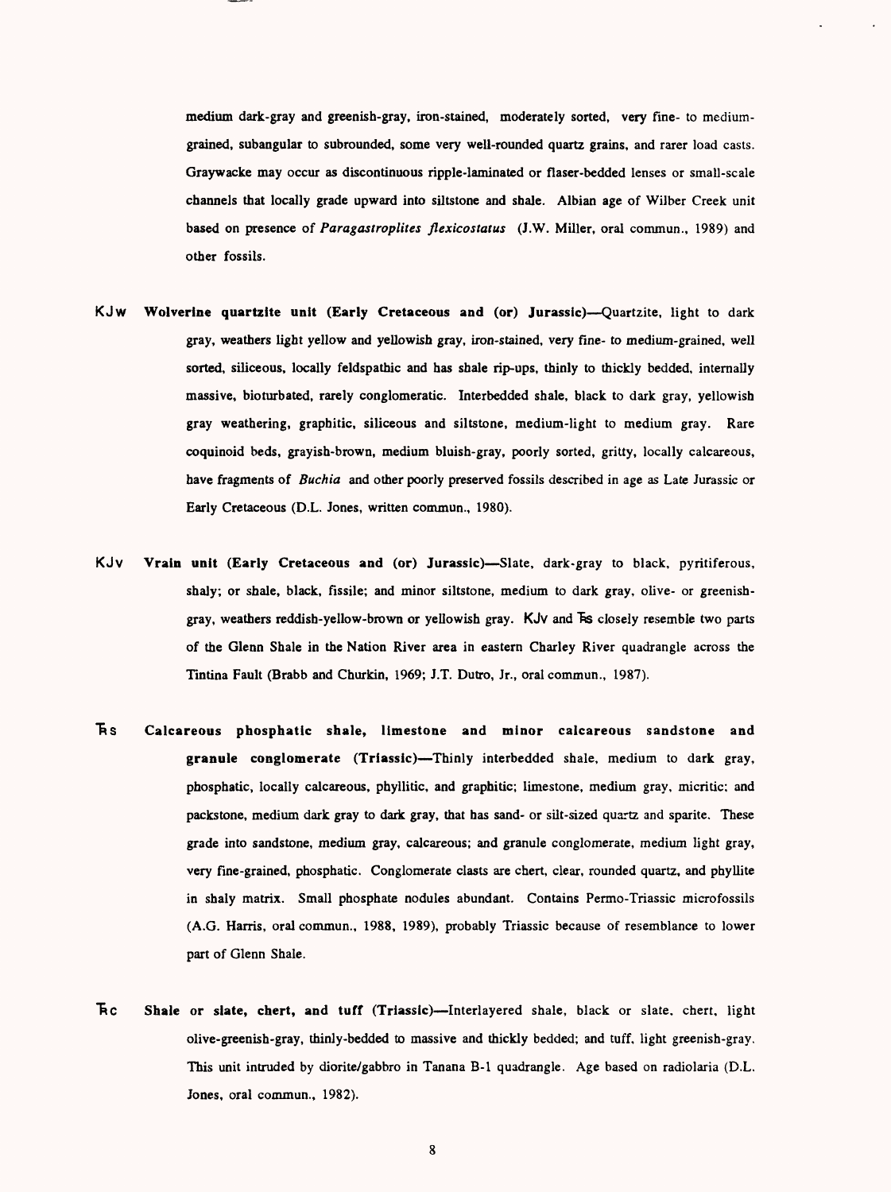medium dark-gray and greenish-gray, iron-stained, moderately sorted, very fine- to medium-grained, subangular to subrounded, some very well-rounded quartz grains, and rarer load casts. Graywacke may occur as discontinuous ripple-laminated or flaser-bedded lenses or small-scale channels that locally grade upward into siltstone and shale. Albian age of Wilber Creek unit based on presence of *Paragastroplites flexicostatus* (J.W. Miller, oral commun., 1989) and other fossils.

**KJw** **Wolverine quartzite unit (Early Cretaceous and (or) Jurassic)**—Quartzite, light to dark gray, weathers light yellow and yellowish gray, iron-stained, very fine- to medium-grained, well sorted, siliceous, locally feldspathic and has shale rip-ups, thinly to thickly bedded, internally massive, bioturbated, rarely conglomeratic. Interbedded shale, black to dark gray, yellowish gray weathering, graphitic, siliceous and siltstone, medium-light to medium gray. Rare coquinoid beds, grayish-brown, medium bluish-gray, poorly sorted, gritty, locally calcareous, have fragments of *Buchia* and other poorly preserved fossils described in age as Late Jurassic or Early Cretaceous (D.L. Jones, written commun., 1980).

**KJv** **Vrain unit (Early Cretaceous and (or) Jurassic)**—Slate, dark-gray to black, pyritiferous, shaly; or shale, black, fissile; and minor siltstone, medium to dark gray, olive- or greenish-gray, weathers reddish-yellow-brown or yellowish gray. KJv and ₹s closely resemble two parts of the Glenn Shale in the Nation River area in eastern Charley River quadrangle across the Tintina Fault (Brabb and Churkin, 1969; J.T. Dutro, Jr., oral commun., 1987).

**₹s** **Calcareous phosphatic shale, limestone and minor calcareous sandstone and granule conglomerate (Triassic)**—Thinly interbedded shale, medium to dark gray, phosphatic, locally calcareous, phyllitic, and graphitic; limestone, medium gray, micritic; and packstone, medium dark gray to dark gray, that has sand- or silt-sized quartz and sparite. These grade into sandstone, medium gray, calcareous; and granule conglomerate, medium light gray, very fine-grained, phosphatic. Conglomerate clasts are chert, clear, rounded quartz, and phyllite in shaly matrix. Small phosphate nodules abundant. Contains Permo-Triassic microfossils (A.G. Harris, oral commun., 1988, 1989), probably Triassic because of resemblance to lower part of Glenn Shale.

**₹c** **Shale or slate, chert, and tuff (Triassic)**—Interlayered shale, black or slate, chert, light olive-greenish-gray, thinly-bedded to massive and thickly bedded; and tuff, light greenish-gray. This unit intruded by diorite/gabbro in Tanana B-1 quadrangle. Age based on radiolaria (D.L. Jones, oral commun., 1982).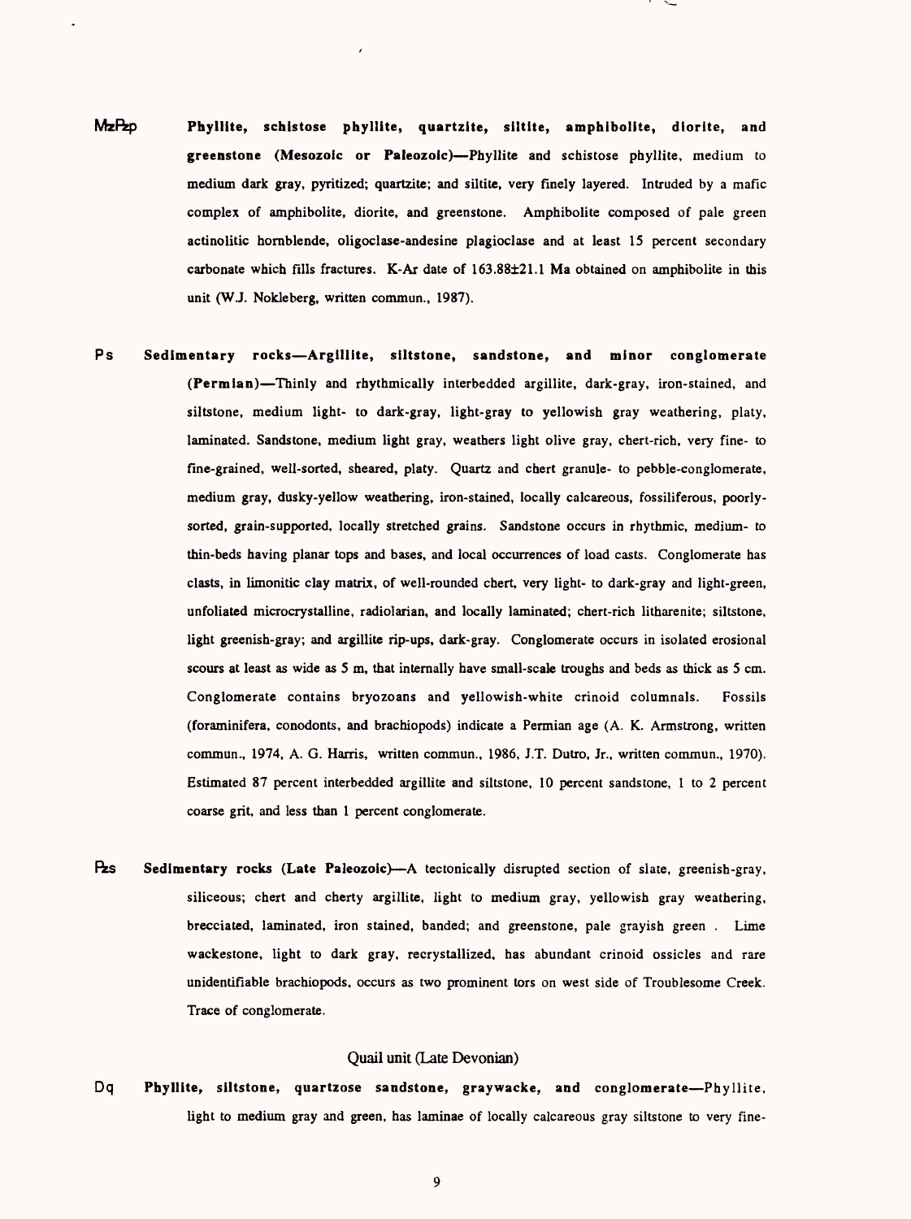MzPzp **Phyllite, schistose phyllite, quartzite, siltite, amphibolite, diorite, and greenstone (Mesozoic or Paleozoic)**—Phyllite and schistose phyllite, medium to medium dark gray, pyritized; quartzite; and siltite, very finely layered. Intruded by a mafic complex of amphibolite, diorite, and greenstone. Amphibolite composed of pale green actinolitic hornblende, oligoclase-andesine plagioclase and at least 15 percent secondary carbonate which fills fractures. K-Ar date of 163.88±21.1 Ma obtained on amphibolite in this unit (W.J. Nokleberg, written commun., 1987).

Ps **Sedimentary rocks—Argillite, siltstone, sandstone, and minor conglomerate (Permian)**—Thinly and rhythmically interbedded argillite, dark-gray, iron-stained, and siltstone, medium light- to dark-gray, light-gray to yellowish gray weathering, platy, laminated. Sandstone, medium light gray, weathers light olive gray, chert-rich, very fine- to fine-grained, well-sorted, sheared, platy. Quartz and chert granule- to pebble-conglomerate, medium gray, dusky-yellow weathering, iron-stained, locally calcareous, fossiliferous, poorly-sorted, grain-supported, locally stretched grains. Sandstone occurs in rhythmic, medium- to thin-beds having planar tops and bases, and local occurrences of load casts. Conglomerate has clasts, in limonitic clay matrix, of well-rounded chert, very light- to dark-gray and light-green, unfoliated microcrystalline, radiolarian, and locally laminated; chert-rich litharenite; siltstone, light greenish-gray; and argillite rip-ups, dark-gray. Conglomerate occurs in isolated erosional scours at least as wide as 5 m, that internally have small-scale troughs and beds as thick as 5 cm. Conglomerate contains bryozoans and yellowish-white crinoid columnals. Fossils (foraminifera, conodonts, and brachiopods) indicate a Permian age (A. K. Armstrong, written commun., 1974, A. G. Harris, written commun., 1986, J.T. Dutro, Jr., written commun., 1970). Estimated 87 percent interbedded argillite and siltstone, 10 percent sandstone, 1 to 2 percent coarse grit, and less than 1 percent conglomerate.

Pzs **Sedimentary rocks (Late Paleozoic)**—A tectonically disrupted section of slate, greenish-gray, siliceous; chert and cherty argillite, light to medium gray, yellowish gray weathering, brecciated, laminated, iron stained, banded; and greenstone, pale grayish green . Lime wackestone, light to dark gray, recrystallized, has abundant crinoid ossicles and rare unidentifiable brachiopods, occurs as two prominent tors on west side of Troublesome Creek. Trace of conglomerate.

## Quail unit (Late Devonian)

Dq **Phyllite, siltstone, quartzose sandstone, graywacke, and conglomerate**—Phyllite, light to medium gray and green, has laminae of locally calcareous gray siltstone to very fine-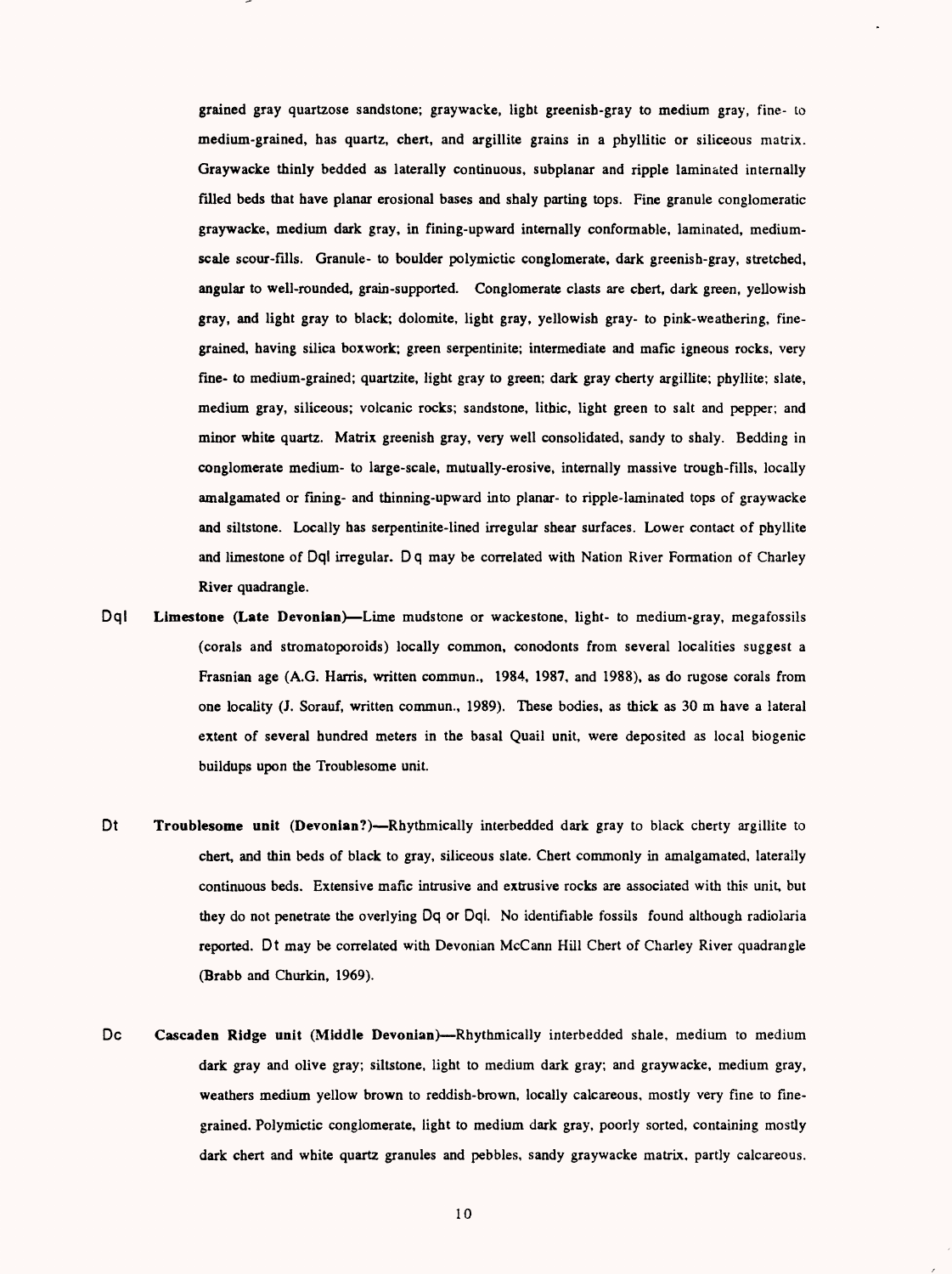grained gray quartzose sandstone; graywacke, light greenish-gray to medium gray, fine- to medium-grained, has quartz, chert, and argillite grains in a phyllitic or siliceous matrix. Graywacke thinly bedded as laterally continuous, subplanar and ripple laminated internally filled beds that have planar erosional bases and shaly parting tops. Fine granule conglomeratic graywacke, medium dark gray, in fining-upward internally conformable, laminated, medium-scale scour-fills. Granule- to boulder polymictic conglomerate, dark greenish-gray, stretched, angular to well-rounded, grain-supported. Conglomerate clasts are chert, dark green, yellowish gray, and light gray to black; dolomite, light gray, yellowish gray- to pink-weathering, fine-grained, having silica boxwork; green serpentinite; intermediate and mafic igneous rocks, very fine- to medium-grained; quartzite, light gray to green; dark gray cherty argillite; phyllite; slate, medium gray, siliceous; volcanic rocks; sandstone, lithic, light green to salt and pepper; and minor white quartz. Matrix greenish gray, very well consolidated, sandy to shaly. Bedding in conglomerate medium- to large-scale, mutually-erosive, internally massive trough-fills, locally amalgamated or fining- and thinning-upward into planar- to ripple-laminated tops of graywacke and siltstone. Locally has serpentinite-lined irregular shear surfaces. Lower contact of phyllite and limestone of Dql irregular. Dq may be correlated with Nation River Formation of Charley River quadrangle.

Dql **Limestone (Late Devonian)**—Lime mudstone or wackestone, light- to medium-gray, megafossils (corals and stromatoporoids) locally common, conodonts from several localities suggest a Frasnian age (A.G. Harris, written commun., 1984, 1987, and 1988), as do rugose corals from one locality (J. Sorauf, written commun., 1989). These bodies, as thick as 30 m have a lateral extent of several hundred meters in the basal Quail unit, were deposited as local biogenic buildups upon the Troublesome unit.

Dt **Troublesome unit (Devonian?)**—Rhythmically interbedded dark gray to black cherty argillite to chert, and thin beds of black to gray, siliceous slate. Chert commonly in amalgamated, laterally continuous beds. Extensive mafic intrusive and extrusive rocks are associated with this unit, but they do not penetrate the overlying Dq or Dql. No identifiable fossils found although radiolaria reported. Dt may be correlated with Devonian McCann Hill Chert of Charley River quadrangle (Brabb and Churkin, 1969).

Dc **Cascaden Ridge unit (Middle Devonian)**—Rhythmically interbedded shale, medium to medium dark gray and olive gray; siltstone, light to medium dark gray; and graywacke, medium gray, weathers medium yellow brown to reddish-brown, locally calcareous, mostly very fine to fine-grained. Polymictic conglomerate, light to medium dark gray, poorly sorted, containing mostly dark chert and white quartz granules and pebbles, sandy graywacke matrix, partly calcareous.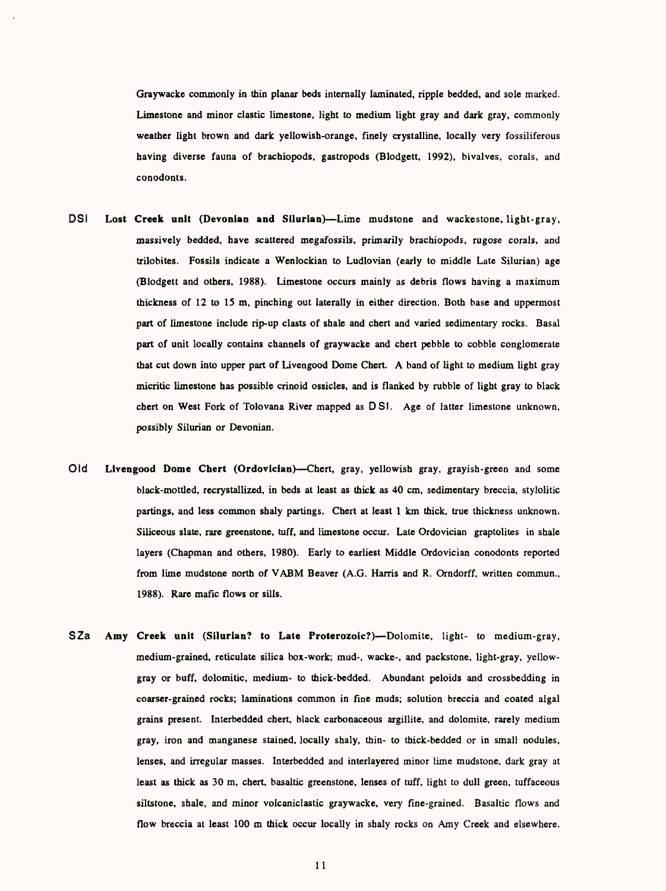Graywacke commonly in thin planar beds internally laminated, ripple bedded, and sole marked. Limestone and minor clastic limestone, light to medium light gray and dark gray, commonly weather light brown and dark yellowish-orange, finely crystalline, locally very fossiliferous having diverse fauna of brachiopods, gastropods (Blodgett, 1992), bivalves, corals, and conodonts.

DSl **Lost Creek unit (Devonian and Silurian)**—Lime mudstone and wackestone, light-gray, massively bedded, have scattered megafossils, primarily brachiopods, rugose corals, and trilobites. Fossils indicate a Wenlockian to Ludlovian (early to middle Late Silurian) age (Blodgett and others, 1988). Limestone occurs mainly as debris flows having a maximum thickness of 12 to 15 m, pinching out laterally in either direction. Both base and uppermost part of limestone include rip-up clasts of shale and chert and varied sedimentary rocks. Basal part of unit locally contains channels of graywacke and chert pebble to cobble conglomerate that cut down into upper part of Livengood Dome Chert. A band of light to medium light gray micritic limestone has possible crinoid ossicles, and is flanked by rubble of light gray to black chert on West Fork of Tolovana River mapped as DSl. Age of latter limestone unknown, possibly Silurian or Devonian.

Old **Livengood Dome Chert (Ordovician)**—Chert, gray, yellowish gray, grayish-green and some black-mottled, recrystallized, in beds at least as thick as 40 cm, sedimentary breccia, stylolitic partings, and less common shaly partings. Chert at least 1 km thick, true thickness unknown. Siliceous slate, rare greenstone, tuff, and limestone occur. Late Ordovician graptolites in shale layers (Chapman and others, 1980). Early to earliest Middle Ordovician conodonts reported from lime mudstone north of VABM Beaver (A.G. Harris and R. Orndorff, written commun., 1988). Rare mafic flows or sills.

SZa **Amy Creek unit (Silurian? to Late Proterozoic?)**—Dolomite, light- to medium-gray, medium-grained, reticulate silica box-work; mud-, wacke-, and packstone, light-gray, yellow-gray or buff, dolomitic, medium- to thick-bedded. Abundant peloids and crossbedding in coarser-grained rocks; laminations common in fine muds; solution breccia and coated algal grains present. Interbedded chert, black carbonaceous argillite, and dolomite, rarely medium gray, iron and manganese stained, locally shaly, thin- to thick-bedded or in small nodules, lenses, and irregular masses. Interbedded and interlayered minor lime mudstone, dark gray at least as thick as 30 m, chert, basaltic greenstone, lenses of tuff, light to dull green, tuffaceous siltstone, shale, and minor volcaniclastic graywacke, very fine-grained. Basaltic flows and flow breccia at least 100 m thick occur locally in shaly rocks on Amy Creek and elsewhere.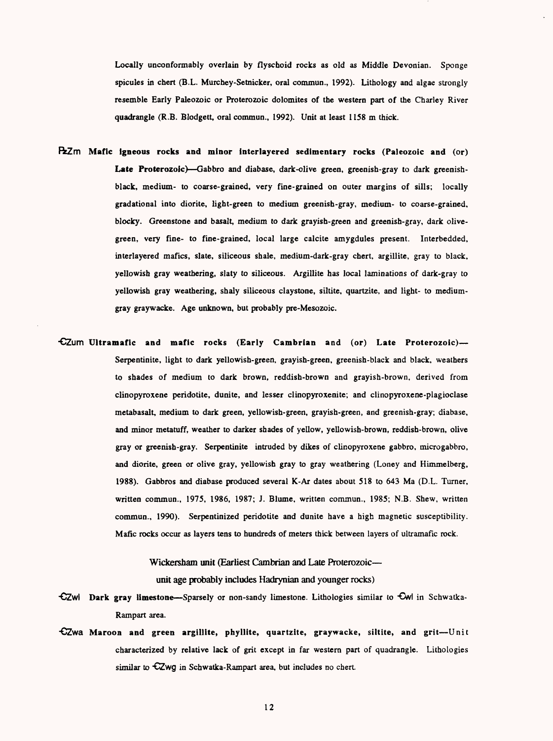Locally unconformably overlain by flyschoid rocks as old as Middle Devonian. Sponge spicules in chert (B.L. Murchey-Setnicker, oral commun., 1992). Lithology and algae strongly resemble Early Paleozoic or Proterozoic dolomites of the western part of the Charley River quadrangle (R.B. Blodgett, oral commun., 1992). Unit at least 1158 m thick.

PzZm **Mafic igneous rocks and minor interlayered sedimentary rocks (Paleozoic and (or) Late Proterozoic)**—Gabbro and diabase, dark-olive green, greenish-gray to dark greenish-black, medium- to coarse-grained, very fine-grained on outer margins of sills; locally gradational into diorite, light-green to medium greenish-gray, medium- to coarse-grained, blocky. Greenstone and basalt, medium to dark grayish-green and greenish-gray, dark olive-green, very fine- to fine-grained, local large calcite amygdules present. Interbedded, interlayered mafics, slate, siliceous shale, medium-dark-gray chert, argillite, gray to black, yellowish gray weathering, slaty to siliceous. Argillite has local laminations of dark-gray to yellowish gray weathering, shaly siliceous claystone, siltite, quartzite, and light- to medium-gray graywacke. Age unknown, but probably pre-Mesozoic.

ЄZum **Ultramafic and mafic rocks (Early Cambrian and (or) Late Proterozoic)**—Serpentinite, light to dark yellowish-green, grayish-green, greenish-black and black, weathers to shades of medium to dark brown, reddish-brown and grayish-brown, derived from clinopyroxene peridotite, dunite, and lesser clinopyroxenite; and clinopyroxene-plagioclase metabasalt, medium to dark green, yellowish-green, grayish-green, and greenish-gray; diabase, and minor metatuff, weather to darker shades of yellow, yellowish-brown, reddish-brown, olive gray or greenish-gray. Serpentinite intruded by dikes of clinopyroxene gabbro, microgabbro, and diorite, green or olive gray, yellowish gray to gray weathering (Loney and Himmelberg, 1988). Gabbros and diabase produced several K-Ar dates about 518 to 643 Ma (D.L. Turner, written commun., 1975, 1986, 1987; J. Blume, written commun., 1985; N.B. Shew, written commun., 1990). Serpentinized peridotite and dunite have a high magnetic susceptibility. Mafic rocks occur as layers tens to hundreds of meters thick between layers of ultramafic rock.

Wickersham unit (Earliest Cambrian and Late Proterozoic—
unit age probably includes Hadrynian and younger rocks)

ЄZwl **Dark gray limestone**—Sparsely or non-sandy limestone. Lithologies similar to Єwl in Schwatka-Rampart area.

ЄZwa **Maroon and green argillite, phyllite, quartzite, graywacke, siltite, and grit**—Unit characterized by relative lack of grit except in far western part of quadrangle. Lithologies similar to ЄZwg in Schwatka-Rampart area, but includes no chert.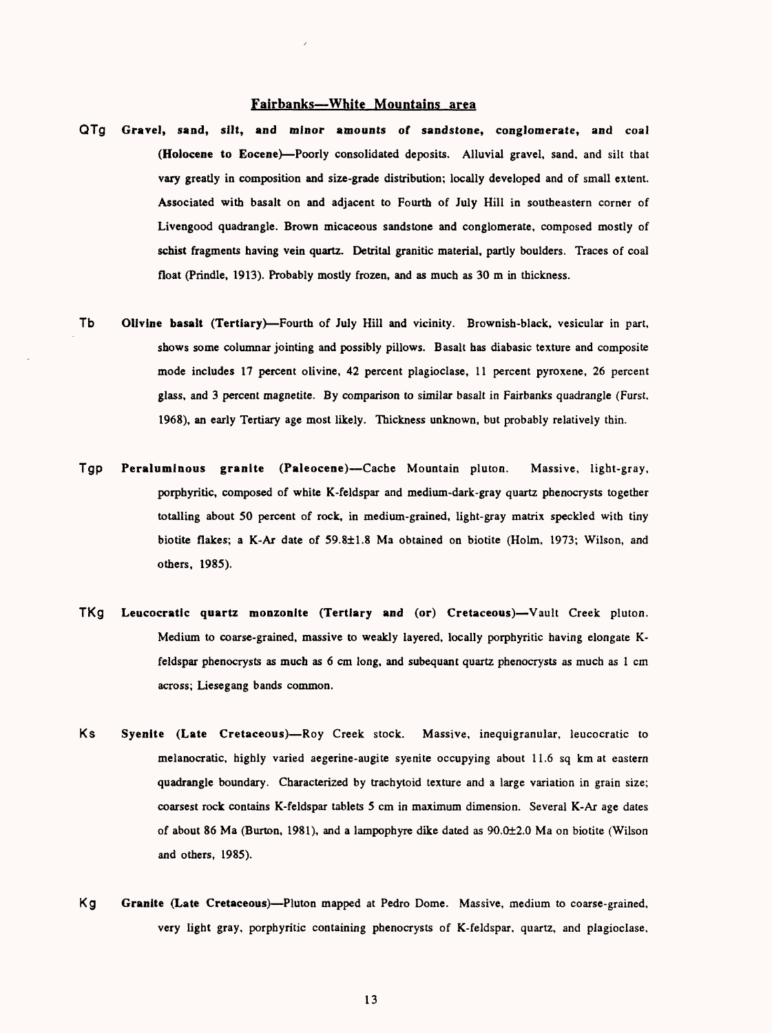## Fairbanks—White Mountains area

**QTg** **Gravel, sand, silt, and minor amounts of sandstone, conglomerate, and coal (Holocene to Eocene)**—Poorly consolidated deposits. Alluvial gravel, sand, and silt that vary greatly in composition and size-grade distribution; locally developed and of small extent. Associated with basalt on and adjacent to Fourth of July Hill in southeastern corner of Livengood quadrangle. Brown micaceous sandstone and conglomerate, composed mostly of schist fragments having vein quartz. Detrital granitic material, partly boulders. Traces of coal float (Prindle, 1913). Probably mostly frozen, and as much as 30 m in thickness.

**Tb** **Olivine basalt (Tertiary)**—Fourth of July Hill and vicinity. Brownish-black, vesicular in part, shows some columnar jointing and possibly pillows. Basalt has diabasic texture and composite mode includes 17 percent olivine, 42 percent plagioclase, 11 percent pyroxene, 26 percent glass, and 3 percent magnetite. By comparison to similar basalt in Fairbanks quadrangle (Furst, 1968), an early Tertiary age most likely. Thickness unknown, but probably relatively thin.

**Tgp** **Peraluminous granite (Paleocene)**—Cache Mountain pluton. Massive, light-gray, porphyritic, composed of white K-feldspar and medium-dark-gray quartz phenocrysts together totalling about 50 percent of rock, in medium-grained, light-gray matrix speckled with tiny biotite flakes; a K-Ar date of 59.8±1.8 Ma obtained on biotite (Holm, 1973; Wilson, and others, 1985).

**TKg** **Leucocratic quartz monzonite (Tertiary and (or) Cretaceous)**—Vault Creek pluton. Medium to coarse-grained, massive to weakly layered, locally porphyritic having elongate K-feldspar phenocrysts as much as 6 cm long, and subequant quartz phenocrysts as much as 1 cm across; Liesegang bands common.

**Ks** **Syenite (Late Cretaceous)**—Roy Creek stock. Massive, inequigranular, leucocratic to melanocratic, highly varied aegerine-augite syenite occupying about 11.6 sq km at eastern quadrangle boundary. Characterized by trachytoid texture and a large variation in grain size; coarsest rock contains K-feldspar tablets 5 cm in maximum dimension. Several K-Ar age dates of about 86 Ma (Burton, 1981), and a lampophyre dike dated as 90.0±2.0 Ma on biotite (Wilson and others, 1985).

**Kg** **Granite (Late Cretaceous)**—Pluton mapped at Pedro Dome. Massive, medium to coarse-grained, very light gray, porphyritic containing phenocrysts of K-feldspar, quartz, and plagioclase,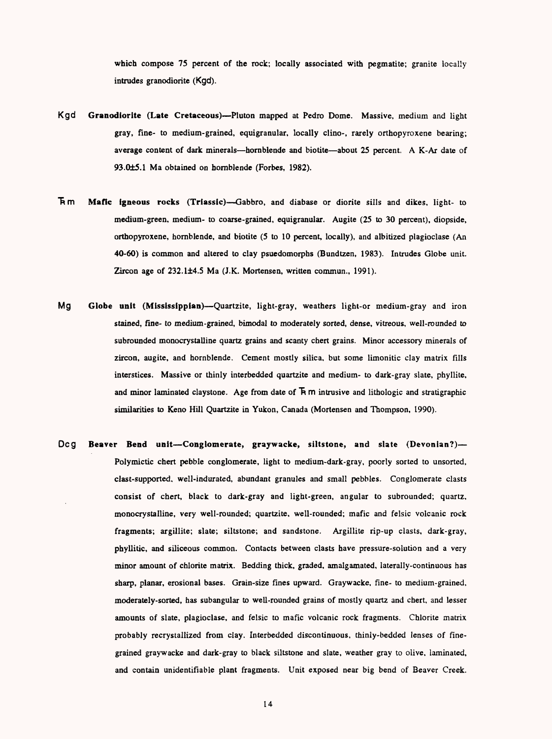which compose 75 percent of the rock; locally associated with pegmatite; granite locally intrudes granodiorite (Kgd).

Kgd **Granodiorite (Late Cretaceous)**—Pluton mapped at Pedro Dome. Massive, medium and light gray, fine- to medium-grained, equigranular, locally clino-, rarely orthopyroxene bearing; average content of dark minerals—hornblende and biotite—about 25 percent. A K-Ar date of 93.0±5.1 Ma obtained on hornblende (Forbes, 1982).

Ѣm **Mafic igneous rocks (Triassic)**—Gabbro, and diabase or diorite sills and dikes, light- to medium-green, medium- to coarse-grained, equigranular. Augite (25 to 30 percent), diopside, orthopyroxene, hornblende, and biotite (5 to 10 percent, locally), and albitized plagioclase (An 40-60) is common and altered to clay psuedomorphs (Bundtzen, 1983). Intrudes Globe unit. Zircon age of 232.1±4.5 Ma (J.K. Mortensen, written commun., 1991).

Mg **Globe unit (Mississippian)**—Quartzite, light-gray, weathers light-or medium-gray and iron stained, fine- to medium-grained, bimodal to moderately sorted, dense, vitreous, well-rounded to subrounded monocrystalline quartz grains and scanty chert grains. Minor accessory minerals of zircon, augite, and hornblende. Cement mostly silica, but some limonitic clay matrix fills interstices. Massive or thinly interbedded quartzite and medium- to dark-gray slate, phyllite, and minor laminated claystone. Age from date of Ѣm intrusive and lithologic and stratigraphic similarities to Keno Hill Quartzite in Yukon, Canada (Mortensen and Thompson, 1990).

Dcg **Beaver Bend unit—Conglomerate, graywacke, siltstone, and slate (Devonian?)**— Polymictic chert pebble conglomerate, light to medium-dark-gray, poorly sorted to unsorted, clast-supported, well-indurated, abundant granules and small pebbles. Conglomerate clasts consist of chert, black to dark-gray and light-green, angular to subrounded; quartz, monocrystalline, very well-rounded; quartzite, well-rounded; mafic and felsic volcanic rock fragments; argillite; slate; siltstone; and sandstone. Argillite rip-up clasts, dark-gray, phyllitic, and siliceous common. Contacts between clasts have pressure-solution and a very minor amount of chlorite matrix. Bedding thick, graded, amalgamated, laterally-continuous has sharp, planar, erosional bases. Grain-size fines upward. Graywacke, fine- to medium-grained, moderately-sorted, has subangular to well-rounded grains of mostly quartz and chert, and lesser amounts of slate, plagioclase, and felsic to mafic volcanic rock fragments. Chlorite matrix probably recrystallized from clay. Interbedded discontinuous, thinly-bedded lenses of fine-grained graywacke and dark-gray to black siltstone and slate, weather gray to olive, laminated, and contain unidentifiable plant fragments. Unit exposed near big bend of Beaver Creek.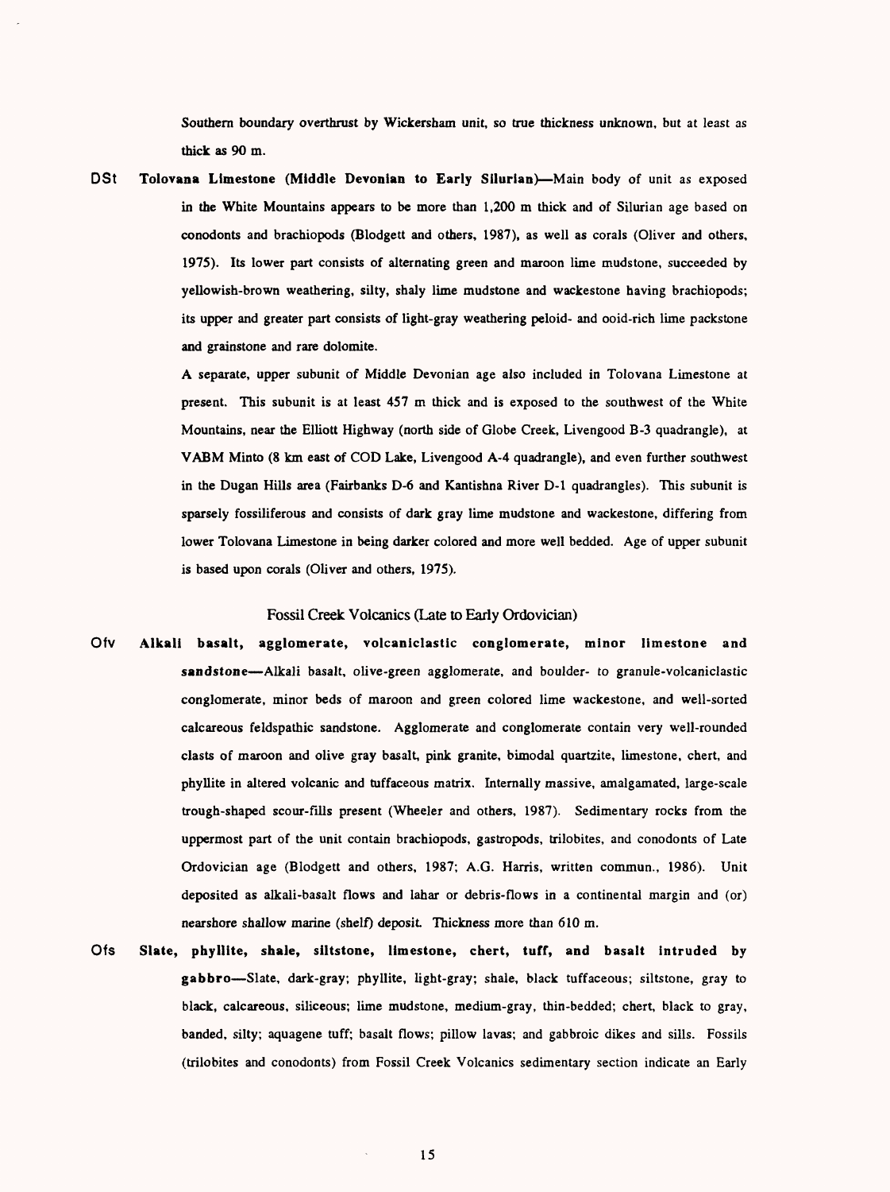Southern boundary overthrust by Wickersham unit, so true thickness unknown, but at least as thick as 90 m.

**DSt** **Tolovana Limestone (Middle Devonian to Early Silurian)**—Main body of unit as exposed in the White Mountains appears to be more than 1,200 m thick and of Silurian age based on conodonts and brachiopods (Blodgett and others, 1987), as well as corals (Oliver and others, 1975). Its lower part consists of alternating green and maroon lime mudstone, succeeded by yellowish-brown weathering, silty, shaly lime mudstone and wackestone having brachiopods; its upper and greater part consists of light-gray weathering peloid- and ooid-rich lime packstone and grainstone and rare dolomite.

A separate, upper subunit of Middle Devonian age also included in Tolovana Limestone at present. This subunit is at least 457 m thick and is exposed to the southwest of the White Mountains, near the Elliott Highway (north side of Globe Creek, Livengood B-3 quadrangle), at VABM Minto (8 km east of COD Lake, Livengood A-4 quadrangle), and even further southwest in the Dugan Hills area (Fairbanks D-6 and Kantishna River D-1 quadrangles). This subunit is sparsely fossiliferous and consists of dark gray lime mudstone and wackestone, differing from lower Tolovana Limestone in being darker colored and more well bedded. Age of upper subunit is based upon corals (Oliver and others, 1975).

## Fossil Creek Volcanics (Late to Early Ordovician)

**Ofv** **Alkali basalt, agglomerate, volcaniclastic conglomerate, minor limestone and sandstone**—Alkali basalt, olive-green agglomerate, and boulder- to granule-volcaniclastic conglomerate, minor beds of maroon and green colored lime wackestone, and well-sorted calcareous feldspathic sandstone. Agglomerate and conglomerate contain very well-rounded clasts of maroon and olive gray basalt, pink granite, bimodal quartzite, limestone, chert, and phyllite in altered volcanic and tuffaceous matrix. Internally massive, amalgamated, large-scale trough-shaped scour-fills present (Wheeler and others, 1987). Sedimentary rocks from the uppermost part of the unit contain brachiopods, gastropods, trilobites, and conodonts of Late Ordovician age (Blodgett and others, 1987; A.G. Harris, written commun., 1986). Unit deposited as alkali-basalt flows and lahar or debris-flows in a continental margin and (or) nearshore shallow marine (shelf) deposit. Thickness more than 610 m.

**Ofs** **Slate, phyllite, shale, siltstone, limestone, chert, tuff, and basalt intruded by gabbro**—Slate, dark-gray; phyllite, light-gray; shale, black tuffaceous; siltstone, gray to black, calcareous, siliceous; lime mudstone, medium-gray, thin-bedded; chert, black to gray, banded, silty; aquagene tuff; basalt flows; pillow lavas; and gabbroic dikes and sills. Fossils (trilobites and conodonts) from Fossil Creek Volcanics sedimentary section indicate an Early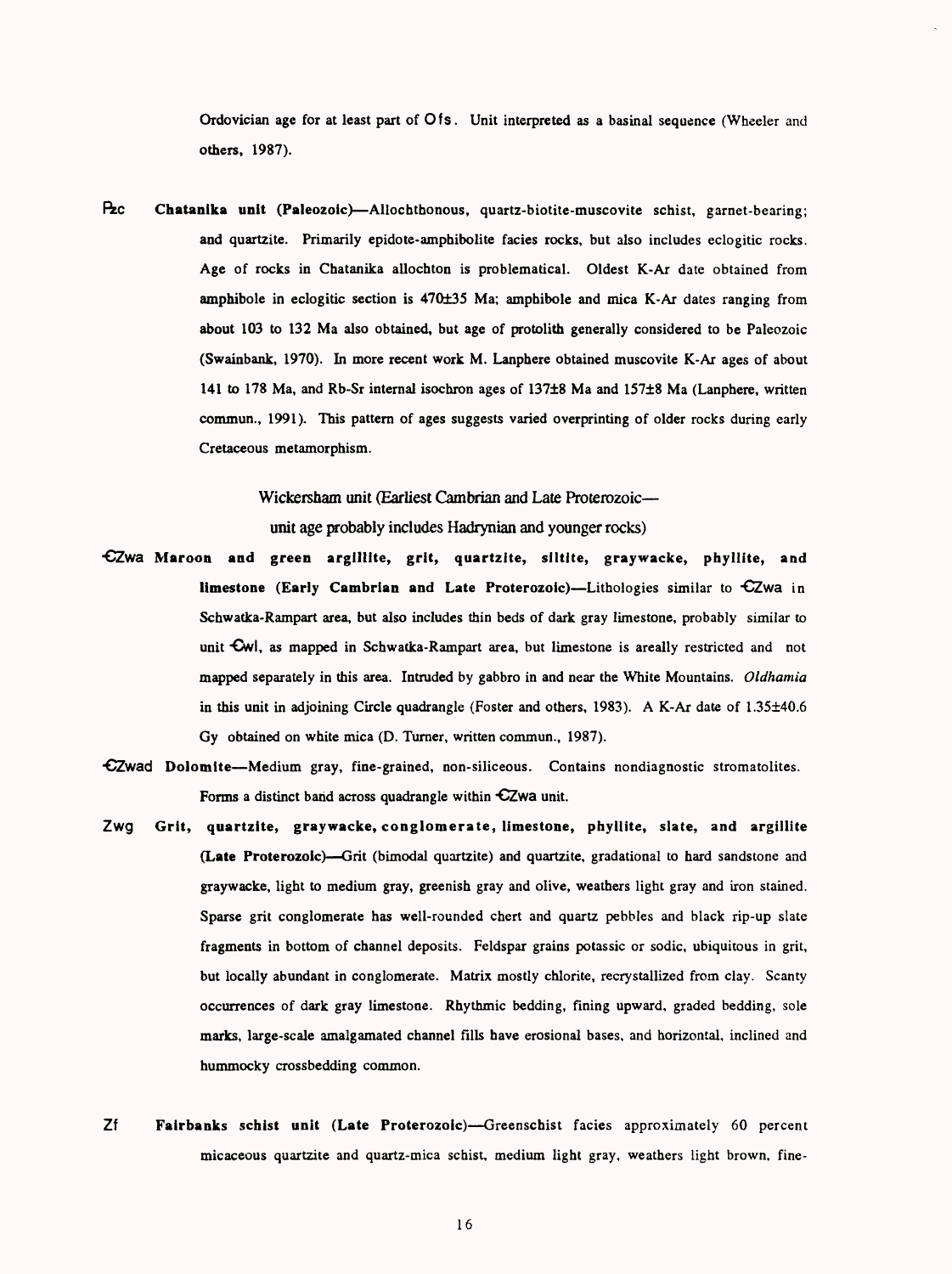Ordovician age for at least part of Ofs. Unit interpreted as a basinal sequence (Wheeler and others, 1987).

**Pzc** **Chatanika unit (Paleozoic)**—Allochthonous, quartz-biotite-muscovite schist, garnet-bearing; and quartzite. Primarily epidote-amphibolite facies rocks, but also includes eclogitic rocks. Age of rocks in Chatanika allochton is problematical. Oldest K-Ar date obtained from amphibole in eclogitic section is 470±35 Ma; amphibole and mica K-Ar dates ranging from about 103 to 132 Ma also obtained, but age of protolith generally considered to be Paleozoic (Swainbank, 1970). In more recent work M. Lanphere obtained muscovite K-Ar ages of about 141 to 178 Ma, and Rb-Sr internal isochron ages of 137±8 Ma and 157±8 Ma (Lanphere, written commun., 1991). This pattern of ages suggests varied overprinting of older rocks during early Cretaceous metamorphism.

Wickersham unit (Earliest Cambrian and Late Proterozoic—
unit age probably includes Hadrynian and younger rocks)

**ЄZwa** **Maroon and green argillite, grit, quartzite, siltite, graywacke, phyllite, and limestone (Early Cambrian and Late Proterozoic)**—Lithologies similar to ЄZwa in Schwatka-Rampart area, but also includes thin beds of dark gray limestone, probably similar to unit Єwl, as mapped in Schwatka-Rampart area, but limestone is areally restricted and not mapped separately in this area. Intruded by gabbro in and near the White Mountains. *Oldhamia* in this unit in adjoining Circle quadrangle (Foster and others, 1983). A K-Ar date of 1.35±40.6 Gy obtained on white mica (D. Turner, written commun., 1987).

**ЄZwad** **Dolomite**—Medium gray, fine-grained, non-siliceous. Contains nondiagnostic stromatolites. Forms a distinct band across quadrangle within ЄZwa unit.

**Zwg** **Grit, quartzite, graywacke, conglomerate, limestone, phyllite, slate, and argillite (Late Proterozoic)**—Grit (bimodal quartzite) and quartzite, gradational to hard sandstone and graywacke, light to medium gray, greenish gray and olive, weathers light gray and iron stained. Sparse grit conglomerate has well-rounded chert and quartz pebbles and black rip-up slate fragments in bottom of channel deposits. Feldspar grains potassic or sodic, ubiquitous in grit, but locally abundant in conglomerate. Matrix mostly chlorite, recrystallized from clay. Scanty occurrences of dark gray limestone. Rhythmic bedding, fining upward, graded bedding, sole marks, large-scale amalgamated channel fills have erosional bases, and horizontal, inclined and hummocky crossbedding common.

**Zf** **Fairbanks schist unit (Late Proterozoic)**—Greenschist facies approximately 60 percent micaceous quartzite and quartz-mica schist, medium light gray, weathers light brown, fine-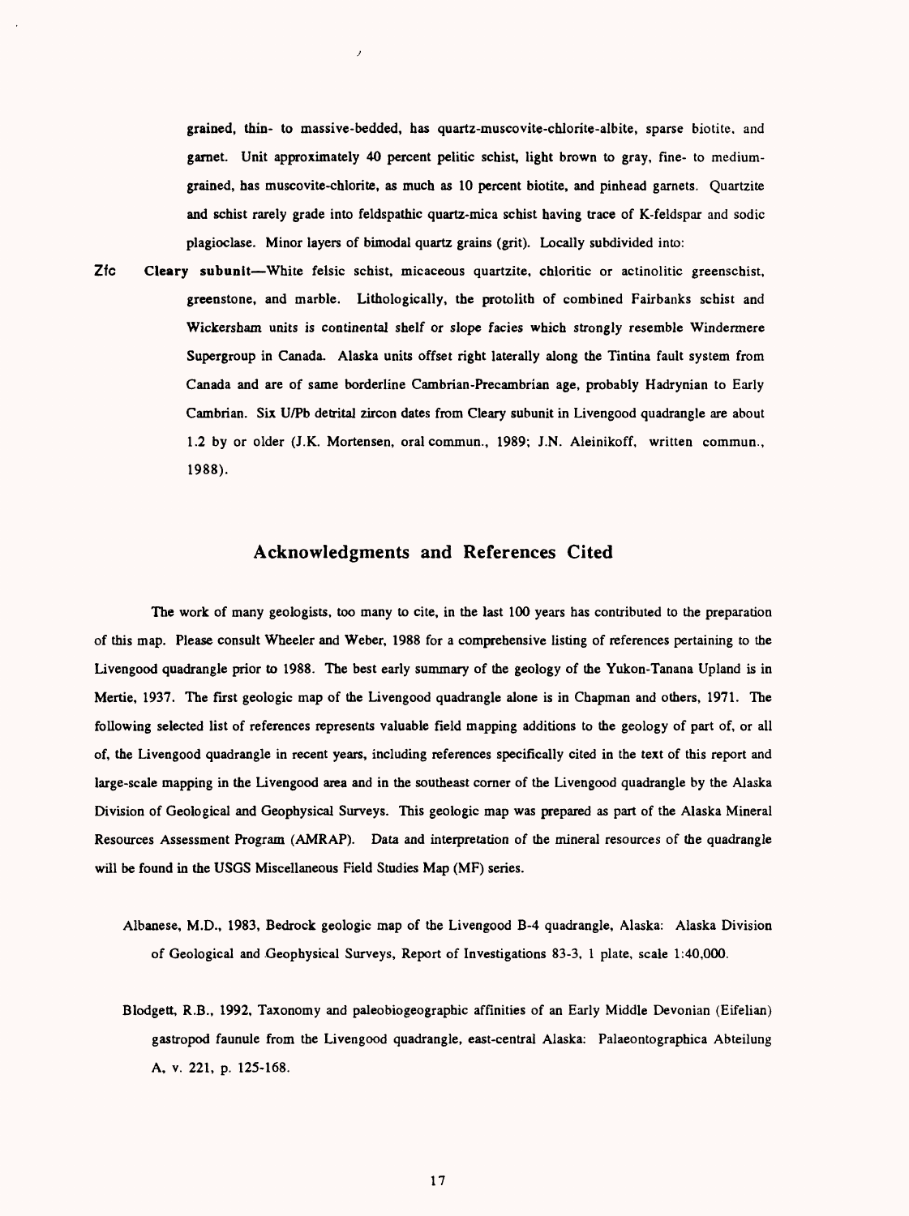grained, thin- to massive-bedded, has quartz-muscovite-chlorite-albite, sparse biotite, and garnet. Unit approximately 40 percent pelitic schist, light brown to gray, fine- to medium-grained, has muscovite-chlorite, as much as 10 percent biotite, and pinhead garnets. Quartzite and schist rarely grade into feldspathic quartz-mica schist having trace of K-feldspar and sodic plagioclase. Minor layers of bimodal quartz grains (grit). Locally subdivided into:

**Zfc** **Cleary subunit**—White felsic schist, micaceous quartzite, chloritic or actinolitic greenschist, greenstone, and marble. Lithologically, the protolith of combined Fairbanks schist and Wickersham units is continental shelf or slope facies which strongly resemble Windermere Supergroup in Canada. Alaska units offset right laterally along the Tintina fault system from Canada and are of same borderline Cambrian-Precambrian age, probably Hadrynian to Early Cambrian. Six U/Pb detrital zircon dates from Cleary subunit in Livengood quadrangle are about 1.2 by or older (J.K. Mortensen, oral commun., 1989; J.N. Aleinikoff, written commun., 1988).

## Acknowledgments and References Cited

The work of many geologists, too many to cite, in the last 100 years has contributed to the preparation of this map. Please consult Wheeler and Weber, 1988 for a comprehensive listing of references pertaining to the Livengood quadrangle prior to 1988. The best early summary of the geology of the Yukon-Tanana Upland is in Mertie, 1937. The first geologic map of the Livengood quadrangle alone is in Chapman and others, 1971. The following selected list of references represents valuable field mapping additions to the geology of part of, or all of, the Livengood quadrangle in recent years, including references specifically cited in the text of this report and large-scale mapping in the Livengood area and in the southeast corner of the Livengood quadrangle by the Alaska Division of Geological and Geophysical Surveys. This geologic map was prepared as part of the Alaska Mineral Resources Assessment Program (AMRAP). Data and interpretation of the mineral resources of the quadrangle will be found in the USGS Miscellaneous Field Studies Map (MF) series.

Albanese, M.D., 1983, Bedrock geologic map of the Livengood B-4 quadrangle, Alaska: Alaska Division of Geological and Geophysical Surveys, Report of Investigations 83-3, 1 plate, scale 1:40,000.

Blodgett, R.B., 1992, Taxonomy and paleobiogeographic affinities of an Early Middle Devonian (Eifelian) gastropod faunule from the Livengood quadrangle, east-central Alaska: Palaeontographica Abteilung A, v. 221, p. 125-168.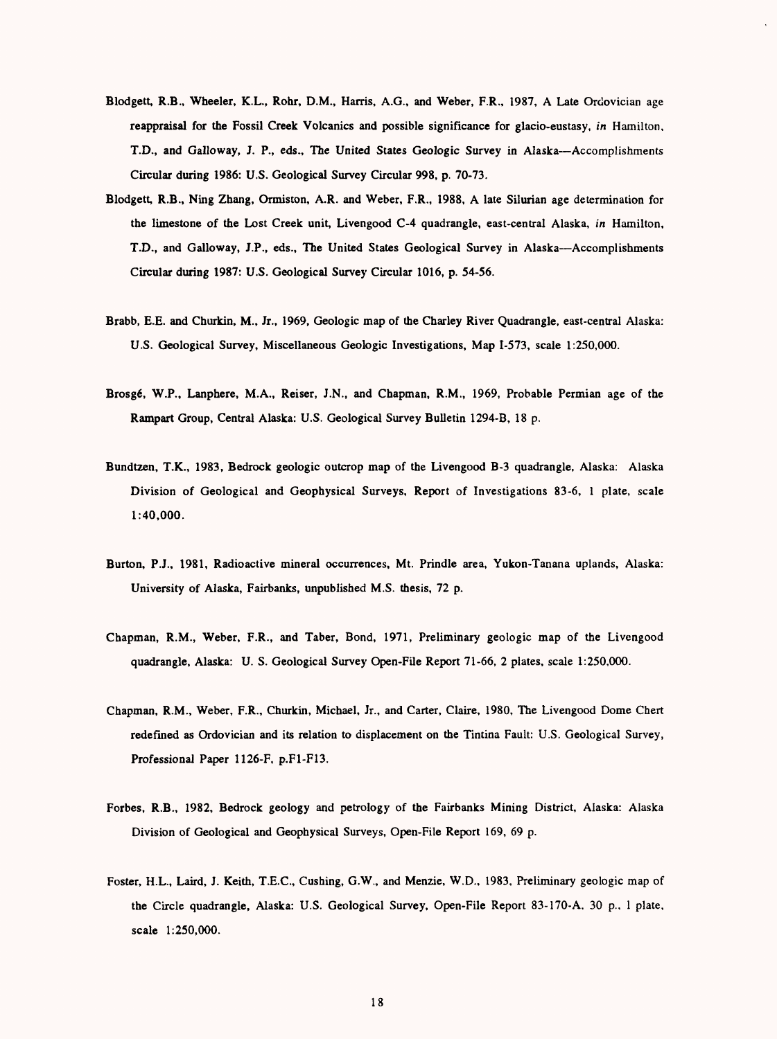Blodgett, R.B., Wheeler, K.L., Rohr, D.M., Harris, A.G., and Weber, F.R., 1987, A Late Ordovician age reappraisal for the Fossil Creek Volcanics and possible significance for glacio-eustasy, *in* Hamilton, T.D., and Galloway, J. P., eds., The United States Geologic Survey in Alaska—Accomplishments Circular during 1986: U.S. Geological Survey Circular 998, p. 70-73.

Blodgett, R.B., Ning Zhang, Ormiston, A.R. and Weber, F.R., 1988, A late Silurian age determination for the limestone of the Lost Creek unit, Livengood C-4 quadrangle, east-central Alaska, *in* Hamilton, T.D., and Galloway, J.P., eds., The United States Geological Survey in Alaska—Accomplishments Circular during 1987: U.S. Geological Survey Circular 1016, p. 54-56.

Brabb, E.E. and Churkin, M., Jr., 1969, Geologic map of the Charley River Quadrangle, east-central Alaska: U.S. Geological Survey, Miscellaneous Geologic Investigations, Map I-573, scale 1:250,000.

Brosgé, W.P., Lanphere, M.A., Reiser, J.N., and Chapman, R.M., 1969, Probable Permian age of the Rampart Group, Central Alaska: U.S. Geological Survey Bulletin 1294-B, 18 p.

Bundtzen, T.K., 1983, Bedrock geologic outcrop map of the Livengood B-3 quadrangle, Alaska: Alaska Division of Geological and Geophysical Surveys, Report of Investigations 83-6, 1 plate, scale 1:40,000.

Burton, P.J., 1981, Radioactive mineral occurrences, Mt. Prindle area, Yukon-Tanana uplands, Alaska: University of Alaska, Fairbanks, unpublished M.S. thesis, 72 p.

Chapman, R.M., Weber, F.R., and Taber, Bond, 1971, Preliminary geologic map of the Livengood quadrangle, Alaska: U. S. Geological Survey Open-File Report 71-66, 2 plates, scale 1:250,000.

Chapman, R.M., Weber, F.R., Churkin, Michael, Jr., and Carter, Claire, 1980, The Livengood Dome Chert redefined as Ordovician and its relation to displacement on the Tintina Fault: U.S. Geological Survey, Professional Paper 1126-F, p.F1-F13.

Forbes, R.B., 1982, Bedrock geology and petrology of the Fairbanks Mining District, Alaska: Alaska Division of Geological and Geophysical Surveys, Open-File Report 169, 69 p.

Foster, H.L., Laird, J. Keith, T.E.C., Cushing, G.W., and Menzie, W.D., 1983, Preliminary geologic map of the Circle quadrangle, Alaska: U.S. Geological Survey, Open-File Report 83-170-A, 30 p., 1 plate, scale 1:250,000.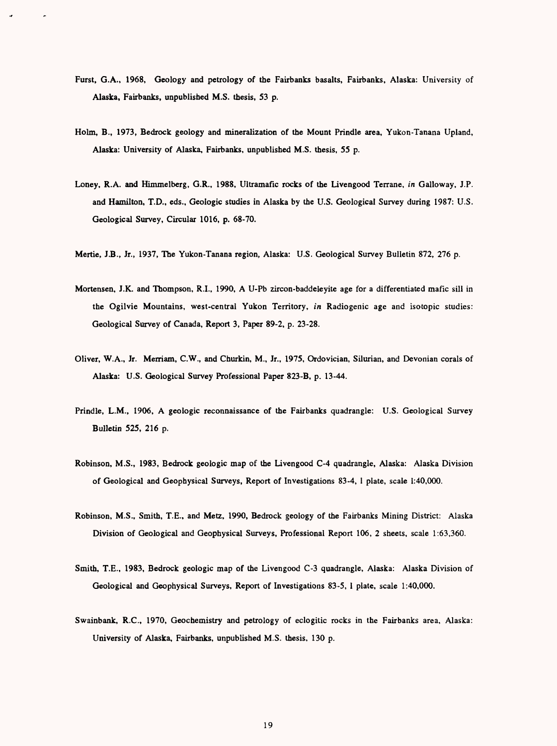Furst, G.A., 1968, Geology and petrology of the Fairbanks basalts, Fairbanks, Alaska: University of Alaska, Fairbanks, unpublished M.S. thesis, 53 p.

Holm, B., 1973, Bedrock geology and mineralization of the Mount Prindle area, Yukon-Tanana Upland, Alaska: University of Alaska, Fairbanks, unpublished M.S. thesis, 55 p.

Loney, R.A. and Himmelberg, G.R., 1988, Ultramafic rocks of the Livengood Terrane, *in* Galloway, J.P. and Hamilton, T.D., eds., Geologic studies in Alaska by the U.S. Geological Survey during 1987: U.S. Geological Survey, Circular 1016, p. 68-70.

Mertie, J.B., Jr., 1937, The Yukon-Tanana region, Alaska: U.S. Geological Survey Bulletin 872, 276 p.

Mortensen, J.K. and Thompson, R.I., 1990, A U-Pb zircon-baddeleyite age for a differentiated mafic sill in the Ogilvie Mountains, west-central Yukon Territory, *in* Radiogenic age and isotopic studies: Geological Survey of Canada, Report 3, Paper 89-2, p. 23-28.

Oliver, W.A., Jr. Merriam, C.W., and Churkin, M., Jr., 1975, Ordovician, Silurian, and Devonian corals of Alaska: U.S. Geological Survey Professional Paper 823-B, p. 13-44.

Prindle, L.M., 1906, A geologic reconnaissance of the Fairbanks quadrangle: U.S. Geological Survey Bulletin 525, 216 p.

Robinson, M.S., 1983, Bedrock geologic map of the Livengood C-4 quadrangle, Alaska: Alaska Division of Geological and Geophysical Surveys, Report of Investigations 83-4, 1 plate, scale 1:40,000.

Robinson, M.S., Smith, T.E., and Metz, 1990, Bedrock geology of the Fairbanks Mining District: Alaska Division of Geological and Geophysical Surveys, Professional Report 106, 2 sheets, scale 1:63,360.

Smith, T.E., 1983, Bedrock geologic map of the Livengood C-3 quadrangle, Alaska: Alaska Division of Geological and Geophysical Surveys, Report of Investigations 83-5, 1 plate, scale 1:40,000.

Swainbank, R.C., 1970, Geochemistry and petrology of eclogitic rocks in the Fairbanks area, Alaska: University of Alaska, Fairbanks, unpublished M.S. thesis, 130 p.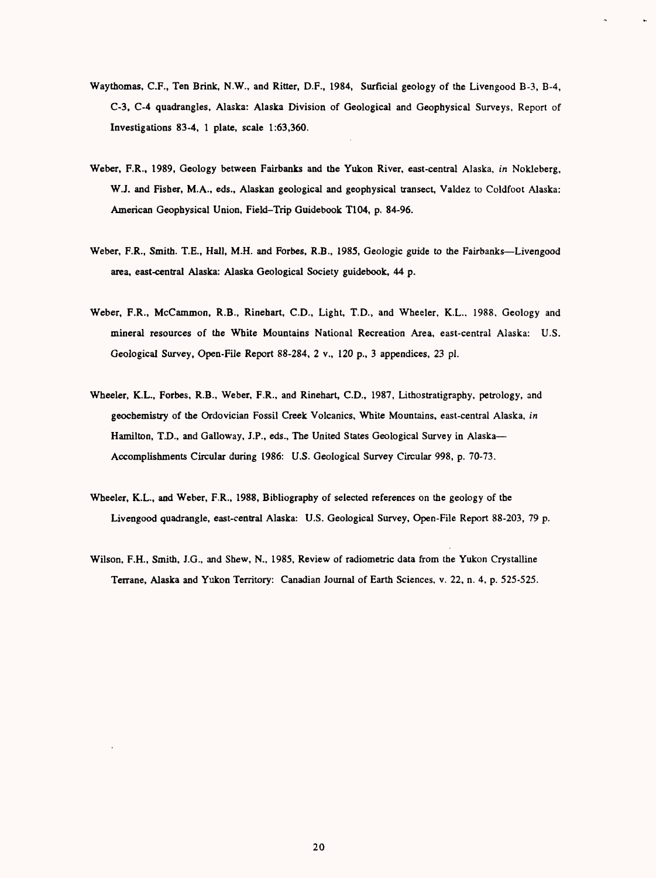Waythomas, C.F., Ten Brink, N.W., and Ritter, D.F., 1984, Surficial geology of the Livengood B-3, B-4, C-3, C-4 quadrangles, Alaska: Alaska Division of Geological and Geophysical Surveys, Report of Investigations 83-4, 1 plate, scale 1:63,360.

Weber, F.R., 1989, Geology between Fairbanks and the Yukon River, east-central Alaska, *in* Nokleberg, W.J. and Fisher, M.A., eds., Alaskan geological and geophysical transect, Valdez to Coldfoot Alaska: American Geophysical Union, Field-Trip Guidebook T104, p. 84-96.

Weber, F.R., Smith. T.E., Hall, M.H. and Forbes, R.B., 1985, Geologic guide to the Fairbanks—Livengood area, east-central Alaska: Alaska Geological Society guidebook, 44 p.

Weber, F.R., McCammon, R.B., Rinehart, C.D., Light, T.D., and Wheeler, K.L., 1988, Geology and mineral resources of the White Mountains National Recreation Area, east-central Alaska: U.S. Geological Survey, Open-File Report 88-284, 2 v., 120 p., 3 appendices, 23 pl.

Wheeler, K.L., Forbes, R.B., Weber, F.R., and Rinehart, C.D., 1987, Lithostratigraphy, petrology, and geochemistry of the Ordovician Fossil Creek Volcanics, White Mountains, east-central Alaska, *in* Hamilton, T.D., and Galloway, J.P., eds., The United States Geological Survey in Alaska—Accomplishments Circular during 1986: U.S. Geological Survey Circular 998, p. 70-73.

Wheeler, K.L., and Weber, F.R., 1988, Bibliography of selected references on the geology of the Livengood quadrangle, east-central Alaska: U.S. Geological Survey, Open-File Report 88-203, 79 p.

Wilson, F.H., Smith, J.G., and Shew, N., 1985, Review of radiometric data from the Yukon Crystalline Terrane, Alaska and Yukon Territory: Canadian Journal of Earth Sciences, v. 22, n. 4, p. 525-525.